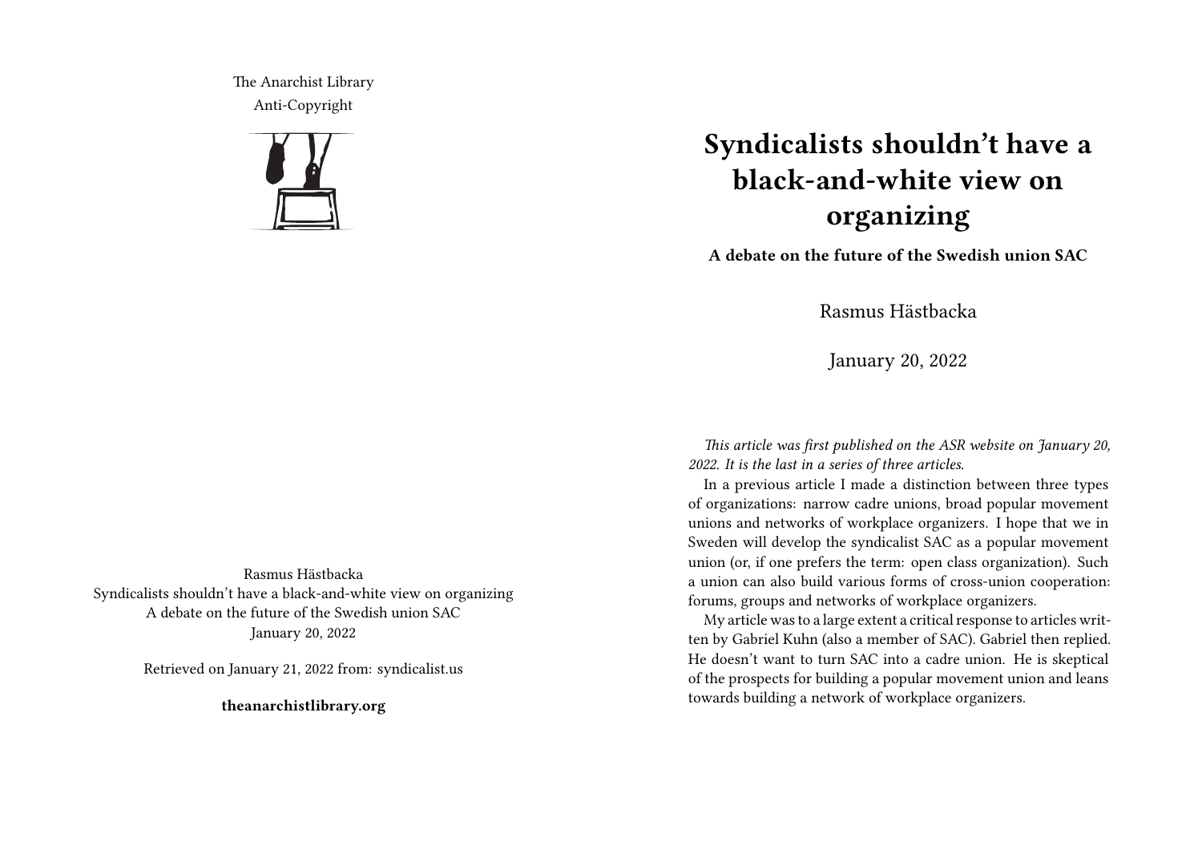The Anarchist Library
Anti-Copyright

Rasmus Hästbacka
Syndicalists shouldn't have a black-and-white view on organizing
A debate on the future of the Swedish union SAC
January 20, 2022

Retrieved on January 21, 2022 from: syndicalist.us

**theanarchistlibrary.org**

# Syndicalists shouldn't have a black-and-white view on organizing

**A debate on the future of the Swedish union SAC**

Rasmus Hästbacka

January 20, 2022

*This article was first published on the ASR website on January 20, 2022. It is the last in a series of three articles.*

In a previous article I made a distinction between three types of organizations: narrow cadre unions, broad popular movement unions and networks of workplace organizers. I hope that we in Sweden will develop the syndicalist SAC as a popular movement union (or, if one prefers the term: open class organization). Such a union can also build various forms of cross-union cooperation: forums, groups and networks of workplace organizers.

My article was to a large extent a critical response to articles written by Gabriel Kuhn (also a member of SAC). Gabriel then replied. He doesn't want to turn SAC into a cadre union. He is skeptical of the prospects for building a popular movement union and leans towards building a network of workplace organizers.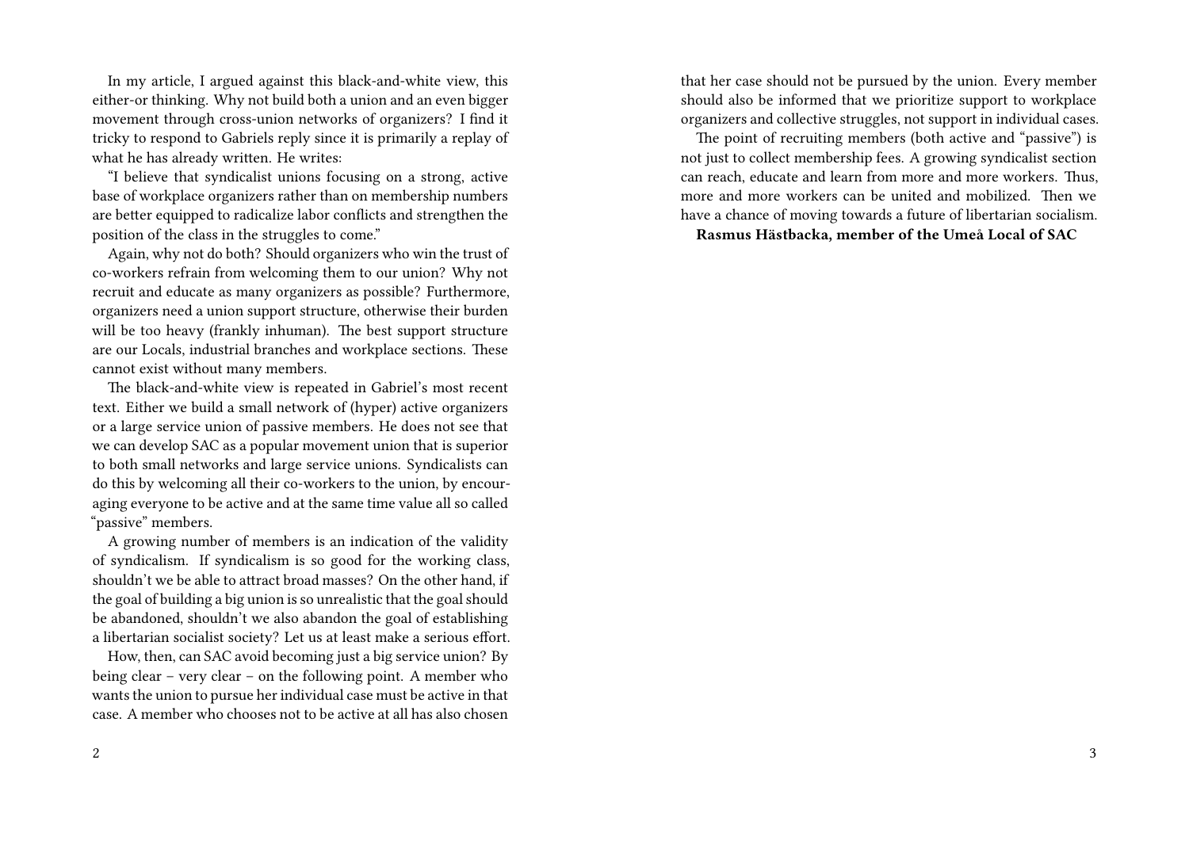In my article, I argued against this black-and-white view, this either-or thinking. Why not build both a union and an even bigger movement through cross-union networks of organizers? I find it tricky to respond to Gabriels reply since it is primarily a replay of what he has already written. He writes:

"I believe that syndicalist unions focusing on a strong, active base of workplace organizers rather than on membership numbers are better equipped to radicalize labor conflicts and strengthen the position of the class in the struggles to come."

Again, why not do both? Should organizers who win the trust of co-workers refrain from welcoming them to our union? Why not recruit and educate as many organizers as possible? Furthermore, organizers need a union support structure, otherwise their burden will be too heavy (frankly inhuman). The best support structure are our Locals, industrial branches and workplace sections. These cannot exist without many members.

The black-and-white view is repeated in Gabriel's most recent text. Either we build a small network of (hyper) active organizers or a large service union of passive members. He does not see that we can develop SAC as a popular movement union that is superior to both small networks and large service unions. Syndicalists can do this by welcoming all their co-workers to the union, by encouraging everyone to be active and at the same time value all so called "passive" members.

A growing number of members is an indication of the validity of syndicalism. If syndicalism is so good for the working class, shouldn't we be able to attract broad masses? On the other hand, if the goal of building a big union is so unrealistic that the goal should be abandoned, shouldn't we also abandon the goal of establishing a libertarian socialist society? Let us at least make a serious effort.

How, then, can SAC avoid becoming just a big service union? By being clear – very clear – on the following point. A member who wants the union to pursue her individual case must be active in that case. A member who chooses not to be active at all has also chosen that her case should not be pursued by the union. Every member should also be informed that we prioritize support to workplace organizers and collective struggles, not support in individual cases.

The point of recruiting members (both active and "passive") is not just to collect membership fees. A growing syndicalist section can reach, educate and learn from more and more workers. Thus, more and more workers can be united and mobilized. Then we have a chance of moving towards a future of libertarian socialism.

**Rasmus Hästbacka, member of the Umeå Local of SAC**